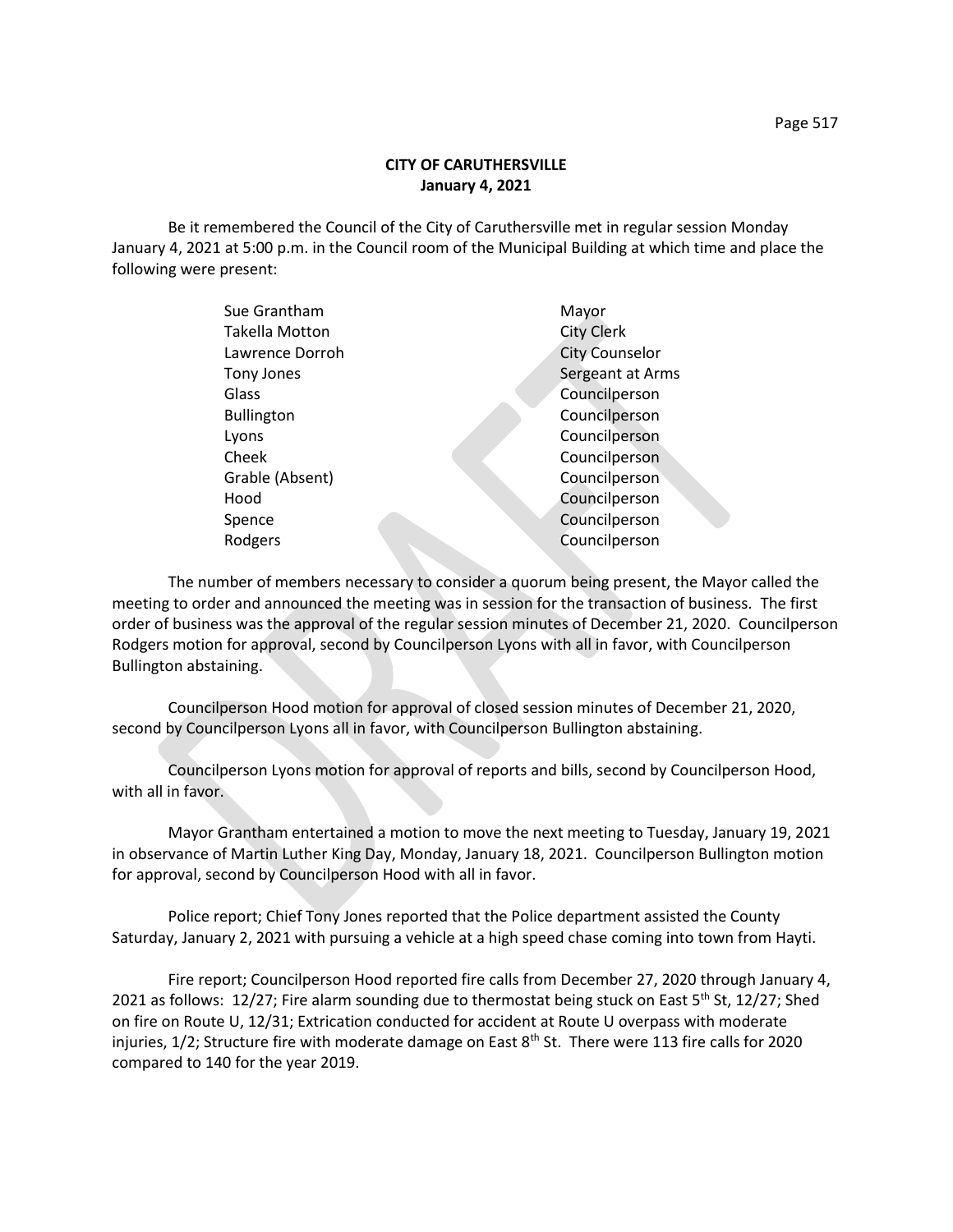# CITY OF CARUTHERSVILLE
## January 4, 2021

Be it remembered the Council of the City of Caruthersville met in regular session Monday January 4, 2021 at 5:00 p.m. in the Council room of the Municipal Building at which time and place the following were present:

| | |
|---|---|
| Sue Grantham | Mayor |
| Takella Motton | City Clerk |
| Lawrence Dorroh | City Counselor |
| Tony Jones | Sergeant at Arms |
| Glass | Councilperson |
| Bullington | Councilperson |
| Lyons | Councilperson |
| Cheek | Councilperson |
| Grable (Absent) | Councilperson |
| Hood | Councilperson |
| Spence | Councilperson |
| Rodgers | Councilperson |

The number of members necessary to consider a quorum being present, the Mayor called the meeting to order and announced the meeting was in session for the transaction of business. The first order of business was the approval of the regular session minutes of December 21, 2020. Councilperson Rodgers motion for approval, second by Councilperson Lyons with all in favor, with Councilperson Bullington abstaining.

Councilperson Hood motion for approval of closed session minutes of December 21, 2020, second by Councilperson Lyons all in favor, with Councilperson Bullington abstaining.

Councilperson Lyons motion for approval of reports and bills, second by Councilperson Hood, with all in favor.

Mayor Grantham entertained a motion to move the next meeting to Tuesday, January 19, 2021 in observance of Martin Luther King Day, Monday, January 18, 2021. Councilperson Bullington motion for approval, second by Councilperson Hood with all in favor.

Police report; Chief Tony Jones reported that the Police department assisted the County Saturday, January 2, 2021 with pursuing a vehicle at a high speed chase coming into town from Hayti.

Fire report; Councilperson Hood reported fire calls from December 27, 2020 through January 4, 2021 as follows: 12/27; Fire alarm sounding due to thermostat being stuck on East 5th St, 12/27; Shed on fire on Route U, 12/31; Extrication conducted for accident at Route U overpass with moderate injuries, 1/2; Structure fire with moderate damage on East 8th St. There were 113 fire calls for 2020 compared to 140 for the year 2019.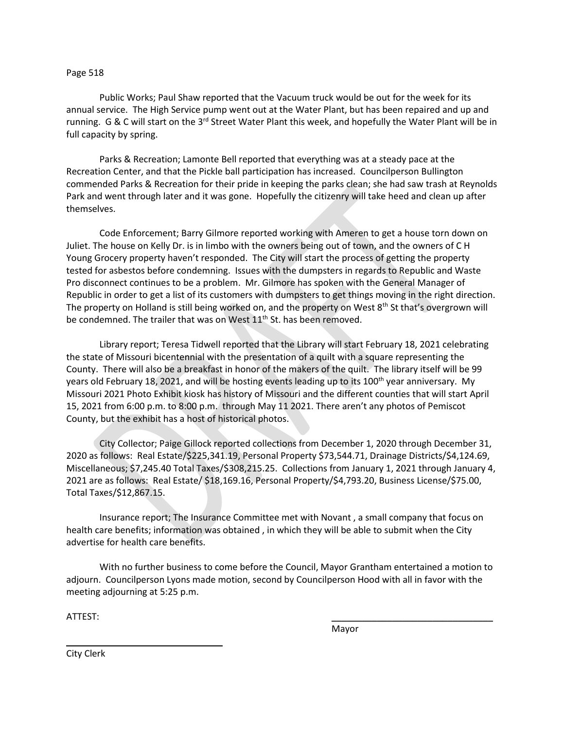Public Works; Paul Shaw reported that the Vacuum truck would be out for the week for its annual service. The High Service pump went out at the Water Plant, but has been repaired and up and running. G & C will start on the 3rd Street Water Plant this week, and hopefully the Water Plant will be in full capacity by spring.

Parks & Recreation; Lamonte Bell reported that everything was at a steady pace at the Recreation Center, and that the Pickle ball participation has increased. Councilperson Bullington commended Parks & Recreation for their pride in keeping the parks clean; she had saw trash at Reynolds Park and went through later and it was gone. Hopefully the citizenry will take heed and clean up after themselves.

Code Enforcement; Barry Gilmore reported working with Ameren to get a house torn down on Juliet. The house on Kelly Dr. is in limbo with the owners being out of town, and the owners of C H Young Grocery property haven't responded. The City will start the process of getting the property tested for asbestos before condemning. Issues with the dumpsters in regards to Republic and Waste Pro disconnect continues to be a problem. Mr. Gilmore has spoken with the General Manager of Republic in order to get a list of its customers with dumpsters to get things moving in the right direction. The property on Holland is still being worked on, and the property on West 8th St that's overgrown will be condemned. The trailer that was on West 11th St. has been removed.

Library report; Teresa Tidwell reported that the Library will start February 18, 2021 celebrating the state of Missouri bicentennial with the presentation of a quilt with a square representing the County. There will also be a breakfast in honor of the makers of the quilt. The library itself will be 99 years old February 18, 2021, and will be hosting events leading up to its 100th year anniversary. My Missouri 2021 Photo Exhibit kiosk has history of Missouri and the different counties that will start April 15, 2021 from 6:00 p.m. to 8:00 p.m. through May 11 2021. There aren't any photos of Pemiscot County, but the exhibit has a host of historical photos.

City Collector; Paige Gillock reported collections from December 1, 2020 through December 31, 2020 as follows: Real Estate/$225,341.19, Personal Property $73,544.71, Drainage Districts/$4,124.69, Miscellaneous; $7,245.40 Total Taxes/$308,215.25. Collections from January 1, 2021 through January 4, 2021 are as follows: Real Estate/ $18,169.16, Personal Property/$4,793.20, Business License/$75.00, Total Taxes/$12,867.15.

Insurance report; The Insurance Committee met with Novant , a small company that focus on health care benefits; information was obtained , in which they will be able to submit when the City advertise for health care benefits.

With no further business to come before the Council, Mayor Grantham entertained a motion to adjourn. Councilperson Lyons made motion, second by Councilperson Hood with all in favor with the meeting adjourning at 5:25 p.m.

ATTEST:

\_\_\_\_\_\_\_\_\_\_\_\_\_\_\_\_\_\_\_\_\_\_\_\_\_\_\_\_\_\_\_\_
Mayor

\_\_\_\_\_\_\_\_\_\_\_\_\_\_\_\_\_\_\_\_\_\_\_\_\_\_\_\_\_\_\_\_
City Clerk